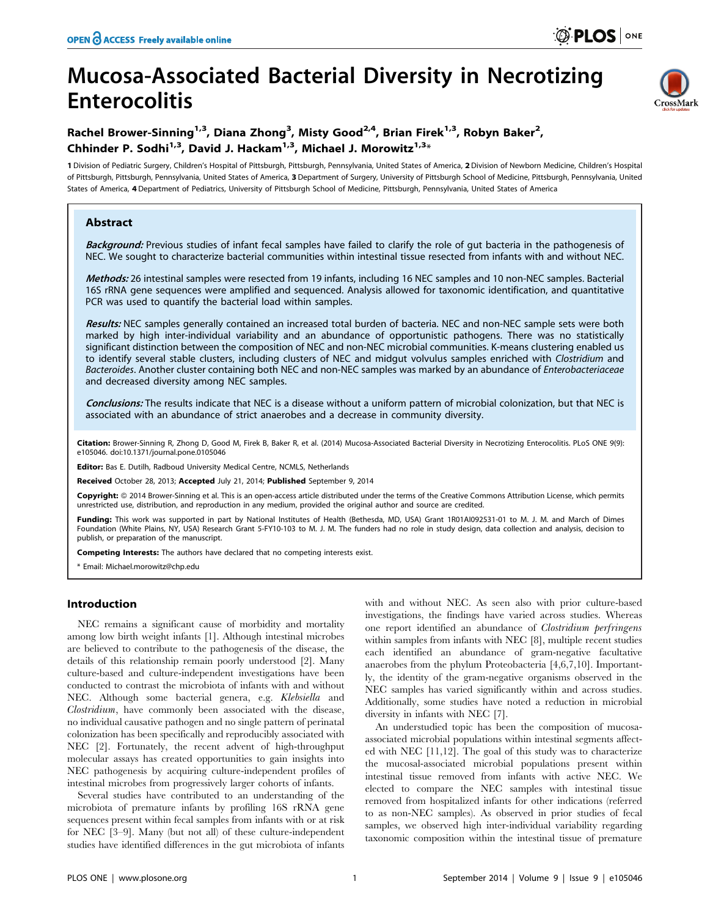# Mucosa-Associated Bacterial Diversity in Necrotizing Enterocolitis

Rachel Brower-Sinning[1,3], Diana Zhong[3], Misty Good[2,4], Brian Firek[1,3], Robyn Baker[2], Chhinder P. Sodhi[1,3], David J. Hackam[1,3], Michael J. Morowitz[1,3]*

1 Division of Pediatric Surgery, Children's Hospital of Pittsburgh, Pittsburgh, Pennsylvania, United States of America, 2 Division of Newborn Medicine, Children's Hospital of Pittsburgh, Pittsburgh, Pennsylvania, United States of America, 3 Department of Surgery, University of Pittsburgh School of Medicine, Pittsburgh, Pennsylvania, United States of America, 4 Department of Pediatrics, University of Pittsburgh School of Medicine, Pittsburgh, Pennsylvania, United States of America

## Abstract

***Background:*** Previous studies of infant fecal samples have failed to clarify the role of gut bacteria in the pathogenesis of NEC. We sought to characterize bacterial communities within intestinal tissue resected from infants with and without NEC.

***Methods:*** 26 intestinal samples were resected from 19 infants, including 16 NEC samples and 10 non-NEC samples. Bacterial 16S rRNA gene sequences were amplified and sequenced. Analysis allowed for taxonomic identification, and quantitative PCR was used to quantify the bacterial load within samples.

***Results:*** NEC samples generally contained an increased total burden of bacteria. NEC and non-NEC sample sets were both marked by high inter-individual variability and an abundance of opportunistic pathogens. There was no statistically significant distinction between the composition of NEC and non-NEC microbial communities. K-means clustering enabled us to identify several stable clusters, including clusters of NEC and midgut volvulus samples enriched with *Clostridium* and *Bacteroides*. Another cluster containing both NEC and non-NEC samples was marked by an abundance of *Enterobacteriaceae* and decreased diversity among NEC samples.

***Conclusions:*** The results indicate that NEC is a disease without a uniform pattern of microbial colonization, but that NEC is associated with an abundance of strict anaerobes and a decrease in community diversity.

**Citation:** Brower-Sinning R, Zhong D, Good M, Firek B, Baker R, et al. (2014) Mucosa-Associated Bacterial Diversity in Necrotizing Enterocolitis. PLoS ONE 9(9): e105046. doi:10.1371/journal.pone.0105046

**Editor:** Bas E. Dutilh, Radboud University Medical Centre, NCMLS, Netherlands

**Received** October 28, 2013; **Accepted** July 21, 2014; **Published** September 9, 2014

**Copyright:** © 2014 Brower-Sinning et al. This is an open-access article distributed under the terms of the Creative Commons Attribution License, which permits unrestricted use, distribution, and reproduction in any medium, provided the original author and source are credited.

**Funding:** This work was supported in part by National Institutes of Health (Bethesda, MD, USA) Grant 1R01AI092531-01 to M. J. M. and March of Dimes Foundation (White Plains, NY, USA) Research Grant 5-FY10-103 to M. J. M. The funders had no role in study design, data collection and analysis, decision to publish, or preparation of the manuscript.

**Competing Interests:** The authors have declared that no competing interests exist.

\* Email: Michael.morowitz@chp.edu

## Introduction

NEC remains a significant cause of morbidity and mortality among low birth weight infants [1]. Although intestinal microbes are believed to contribute to the pathogenesis of the disease, the details of this relationship remain poorly understood [2]. Many culture-based and culture-independent investigations have been conducted to contrast the microbiota of infants with and without NEC. Although some bacterial genera, e.g. *Klebsiella* and *Clostridium*, have commonly been associated with the disease, no individual causative pathogen and no single pattern of perinatal colonization has been specifically and reproducibly associated with NEC [2]. Fortunately, the recent advent of high-throughput molecular assays has created opportunities to gain insights into NEC pathogenesis by acquiring culture-independent profiles of intestinal microbes from progressively larger cohorts of infants.

Several studies have contributed to an understanding of the microbiota of premature infants by profiling 16S rRNA gene sequences present within fecal samples from infants with or at risk for NEC [3–9]. Many (but not all) of these culture-independent studies have identified differences in the gut microbiota of infants with and without NEC. As seen also with prior culture-based investigations, the findings have varied across studies. Whereas one report identified an abundance of *Clostridium perfringens* within samples from infants with NEC [8], multiple recent studies each identified an abundance of gram-negative facultative anaerobes from the phylum Proteobacteria [4,6,7,10]. Importantly, the identity of the gram-negative organisms observed in the NEC samples has varied significantly within and across studies. Additionally, some studies have noted a reduction in microbial diversity in infants with NEC [7].

An understudied topic has been the composition of mucosa-associated microbial populations within intestinal segments affected with NEC [11,12]. The goal of this study was to characterize the mucosal-associated microbial populations present within intestinal tissue removed from infants with active NEC. We elected to compare the NEC samples with intestinal tissue removed from hospitalized infants for other indications (referred to as non-NEC samples). As observed in prior studies of fecal samples, we observed high inter-individual variability regarding taxonomic composition within the intestinal tissue of premature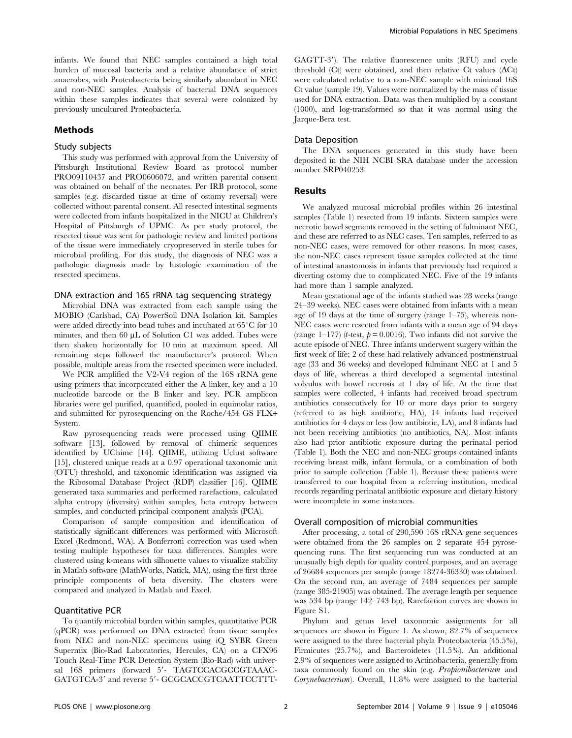infants. We found that NEC samples contained a high total burden of mucosal bacteria and a relative abundance of strict anaerobes, with Proteobacteria being similarly abundant in NEC and non-NEC samples. Analysis of bacterial DNA sequences within these samples indicates that several were colonized by previously uncultured Proteobacteria.

## Methods

### Study subjects

This study was performed with approval from the University of Pittsburgh Institutional Review Board as protocol number PRO09110437 and PRO0606072, and written parental consent was obtained on behalf of the neonates. Per IRB protocol, some samples (e.g. discarded tissue at time of ostomy reversal) were collected without parental consent. All resected intestinal segments were collected from infants hospitalized in the NICU at Children's Hospital of Pittsburgh of UPMC. As per study protocol, the resected tissue was sent for pathologic review and limited portions of the tissue were immediately cryopreserved in sterile tubes for microbial profiling. For this study, the diagnosis of NEC was a pathologic diagnosis made by histologic examination of the resected specimens.

### DNA extraction and 16S rRNA tag sequencing strategy

Microbial DNA was extracted from each sample using the MOBIO (Carlsbad, CA) PowerSoil DNA Isolation kit. Samples were added directly into bead tubes and incubated at 65°C for 10 minutes, and then 60 µL of Solution C1 was added. Tubes were then shaken horizontally for 10 min at maximum speed. All remaining steps followed the manufacturer's protocol. When possible, multiple areas from the resected specimen were included.

We PCR amplified the V2-V4 region of the 16S rRNA gene using primers that incorporated either the A linker, key and a 10 nucleotide barcode or the B linker and key. PCR amplicon libraries were gel purified, quantified, pooled in equimolar ratios, and submitted for pyrosequencing on the Roche/454 GS FLX+ System.

Raw pyrosequencing reads were processed using QIIME software [13], followed by removal of chimeric sequences identified by UChime [14]. QIIME, utilizing Uclust software [15], clustered unique reads at a 0.97 operational taxonomic unit (OTU) threshold, and taxonomic identification was assigned via the Ribosomal Database Project (RDP) classifier [16]. QIIME generated taxa summaries and performed rarefactions, calculated alpha entropy (diversity) within samples, beta entropy between samples, and conducted principal component analysis (PCA).

Comparison of sample composition and identification of statistically significant differences was performed with Microsoft Excel (Redmond, WA). A Bonferroni correction was used when testing multiple hypotheses for taxa differences. Samples were clustered using k-means with silhouette values to visualize stability in Matlab software (MathWorks, Natick, MA), using the first three principle components of beta diversity. The clusters were compared and analyzed in Matlab and Excel.

### Quantitative PCR

To quantify microbial burden within samples, quantitative PCR (qPCR) was performed on DNA extracted from tissue samples from NEC and non-NEC specimens using iQ SYBR Green Supermix (Bio-Rad Laboratories, Hercules, CA) on a CFX96 Touch Real-Time PCR Detection System (Bio-Rad) with universal 16S primers (forward 5′- TAGTCCACGCCGTAAACGATGTCA-3′ and reverse 5′- GCGCACCGTCAATTCCTTTGAGTT-3′). The relative fluorescence units (RFU) and cycle threshold (Ct) were obtained, and then relative Ct values ($\Delta$Ct) were calculated relative to a non-NEC sample with minimal 16S Ct value (sample 19). Values were normalized by the mass of tissue used for DNA extraction. Data was then multiplied by a constant (1000), and log-transformed so that it was normal using the Jarque-Bera test.

### Data Deposition

The DNA sequences generated in this study have been deposited in the NIH NCBI SRA database under the accession number SRP040253.

## Results

We analyzed mucosal microbial profiles within 26 intestinal samples (Table 1) resected from 19 infants. Sixteen samples were necrotic bowel segments removed in the setting of fulminant NEC, and these are referred to as NEC cases. Ten samples, referred to as non-NEC cases, were removed for other reasons. In most cases, the non-NEC cases represent tissue samples collected at the time of intestinal anastomosis in infants that previously had required a diverting ostomy due to complicated NEC. Five of the 19 infants had more than 1 sample analyzed.

Mean gestational age of the infants studied was 28 weeks (range 24–39 weeks). NEC cases were obtained from infants with a mean age of 19 days at the time of surgery (range 1–75), whereas non-NEC cases were resected from infants with a mean age of 94 days (range 1–177) (*t*-test, $p = 0.0016$). Two infants did not survive the acute episode of NEC. Three infants underwent surgery within the first week of life; 2 of these had relatively advanced postmenstrual age (33 and 36 weeks) and developed fulminant NEC at 1 and 5 days of life, whereas a third developed a segmental intestinal volvulus with bowel necrosis at 1 day of life. At the time that samples were collected, 4 infants had received broad spectrum antibiotics consecutively for 10 or more days prior to surgery (referred to as high antibiotic, HA), 14 infants had received antibiotics for 4 days or less (low antibiotic, LA), and 8 infants had not been receiving antibiotics (no antibiotics, NA). Most infants also had prior antibiotic exposure during the perinatal period (Table 1). Both the NEC and non-NEC groups contained infants receiving breast milk, infant formula, or a combination of both prior to sample collection (Table 1). Because these patients were transferred to our hospital from a referring institution, medical records regarding perinatal antibiotic exposure and dietary history were incomplete in some instances.

### Overall composition of microbial communities

After processing, a total of 290,590 16S rRNA gene sequences were obtained from the 26 samples on 2 separate 454 pyrosequencing runs. The first sequencing run was conducted at an unusually high depth for quality control purposes, and an average of 26684 sequences per sample (range 18274-36330) was obtained. On the second run, an average of 7484 sequences per sample (range 385-21905) was obtained. The average length per sequence was 534 bp (range 142–743 bp). Rarefaction curves are shown in Figure S1.

Phylum and genus level taxonomic assignments for all sequences are shown in Figure 1. As shown, 82.7% of sequences were assigned to the three bacterial phyla Proteobacteria (45.5%), Firmicutes (25.7%), and Bacteroidetes (11.5%). An additional 2.9% of sequences were assigned to Actinobacteria, generally from taxa commonly found on the skin (e.g. *Propionibacterium* and *Corynebacterium*). Overall, 11.8% were assigned to the bacterial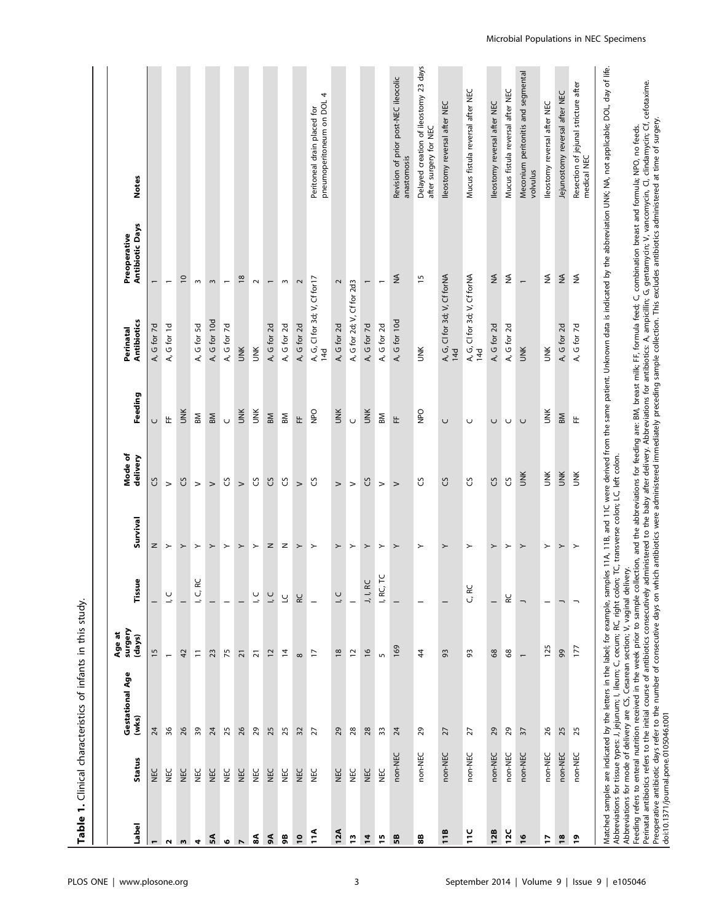**Table 1.** Clinical characteristics of infants in this study.

| Label | Status | Gestational Age (wks) | Age at surgery (days) | Tissue | Survival | Mode of delivery | Feeding | Perinatal Antibiotics | Preoperative Antibiotic Days | Notes |
|---|---|---|---|---|---|---|---|---|---|---|
| 1 | NEC | 24 | 15 | I | N | CS | C | A, G for 7d | 1 | |
| 2 | NEC | 36 | 1 | I, C | Y | V | FF | A, G for 1d | 1 | |
| 3 | NEC | 26 | 42 | I | Y | CS | UNK | | 10 | |
| 4 | NEC | 39 | 11 | I, C, RC | Y | V | BM | A, G for 5d | 3 | |
| 5A | NEC | 24 | 23 | I | Y | V | BM | A, G for 10d | 3 | |
| 6 | NEC | 25 | 75 | I | Y | CS | C | A, G for 7d | 1 | |
| 7 | NEC | 26 | 21 | I | Y | V | UNK | UNK | 18 | |
| 8A | NEC | 29 | 21 | I, C | Y | CS | UNK | UNK | 2 | |
| 9A | NEC | 25 | 12 | I, C | N | CS | BM | A, G for 2d | 1 | |
| 9B | NEC | 25 | 14 | LC | N | CS | BM | A, G for 2d | 3 | |
| 10 | NEC | 32 | 8 | RC | Y | V | FF | A, G for 2d | 2 | |
| 11A | NEC | 27 | 17 | I | Y | CS | NPO | A, G, Cl for 3d; V, Cf for17 14d | | Peritoneal drain placed for pneumoperitoneum on DOL 4 |
| 12A | NEC | 29 | 18 | I, C | Y | V | UNK | A, G for 2d | 2 | |
| 13 | NEC | 28 | 12 | I | Y | V | C | A, G for 2d; V, Cf for 2d3 | | |
| 14 | NEC | 28 | 16 | J, I, RC | Y | CS | UNK | A, G for 7d | 1 | |
| 15 | NEC | 33 | 5 | I, RC, TC | Y | V | BM | A, G for 2d | 1 | |
| 5B | non-NEC | 24 | 169 | I | Y | V | FF | A, G for 10d | NA | Revision of prior post-NEC ileocolic anastomosis |
| 8B | non-NEC | 29 | 44 | I | Y | CS | NPO | UNK | 15 | Delayed creation of ileostomy 23 days after surgery for NEC |
| 11B | non-NEC | 27 | 93 | I | Y | CS | C | A, G, Cl for 3d; V, Cf forNA 14d | | Ileostomy reversal after NEC |
| 11C | non-NEC | 27 | 93 | C, RC | Y | CS | C | A, G, Cl for 3d; V, Cf forNA 14d | | Mucus fistula reversal after NEC |
| 12B | non-NEC | 29 | 68 | I | Y | CS | C | A, G for 2d | NA | Ileostomy reversal after NEC |
| 12C | non-NEC | 29 | 68 | RC | Y | CS | C | A, G for 2d | NA | Mucus fistula reversal after NEC |
| 16 | non-NEC | 37 | 1 | J | Y | UNK | C | UNK | 1 | Meconium peritonitis and segmental volvulus |
| 17 | non-NEC | 26 | 125 | I | Y | UNK | UNK | UNK | NA | Ileostomy reversal after NEC |
| 18 | non-NEC | 25 | 99 | J | Y | UNK | BM | A, G for 2d | NA | Jejunostomy reversal after NEC |
| 19 | non-NEC | 25 | 177 | J | Y | UNK | FF | A, G for 7d | NA | Resection of jejunal stricture after medical NEC |

Matched samples are indicated by the letters in the label; for example, samples 11A, 11B, and 11C were derived from the same patient. Unknown data is indicated by the abbreviation UNK; NA, not applicable; DOL, day of life.
Abbreviations for tissue types: J, jejunum; I, ileum; C, cecum; RC, right colon; TC, transverse colon; LC, left colon.
Abbreviations for mode of delivery are CS, Cesarean section; V, vaginal delivery.
Feeding refers to enteral nutrition received in the week prior to sample collection, and the abbreviations for feeding are: BM, breast milk; FF, formula feed; C, combination breast and formula; NPO, no feeds.
Perinatal antibiotics refers to the initial course of antibiotics consecutively administered to the baby after delivery. Abbreviations for antibiotics: A, ampicillin; G, gentamycin; V, vancomycin; Cl, clindamycin; Cf, cefotaxime.
Preoperative antibiotic days refer to the number of consecutive days on which antibiotics were administered immediately preceding sample collection. This excludes antibiotics administered at time of surgery.
doi:10.1371/journal.pone.0105046.t001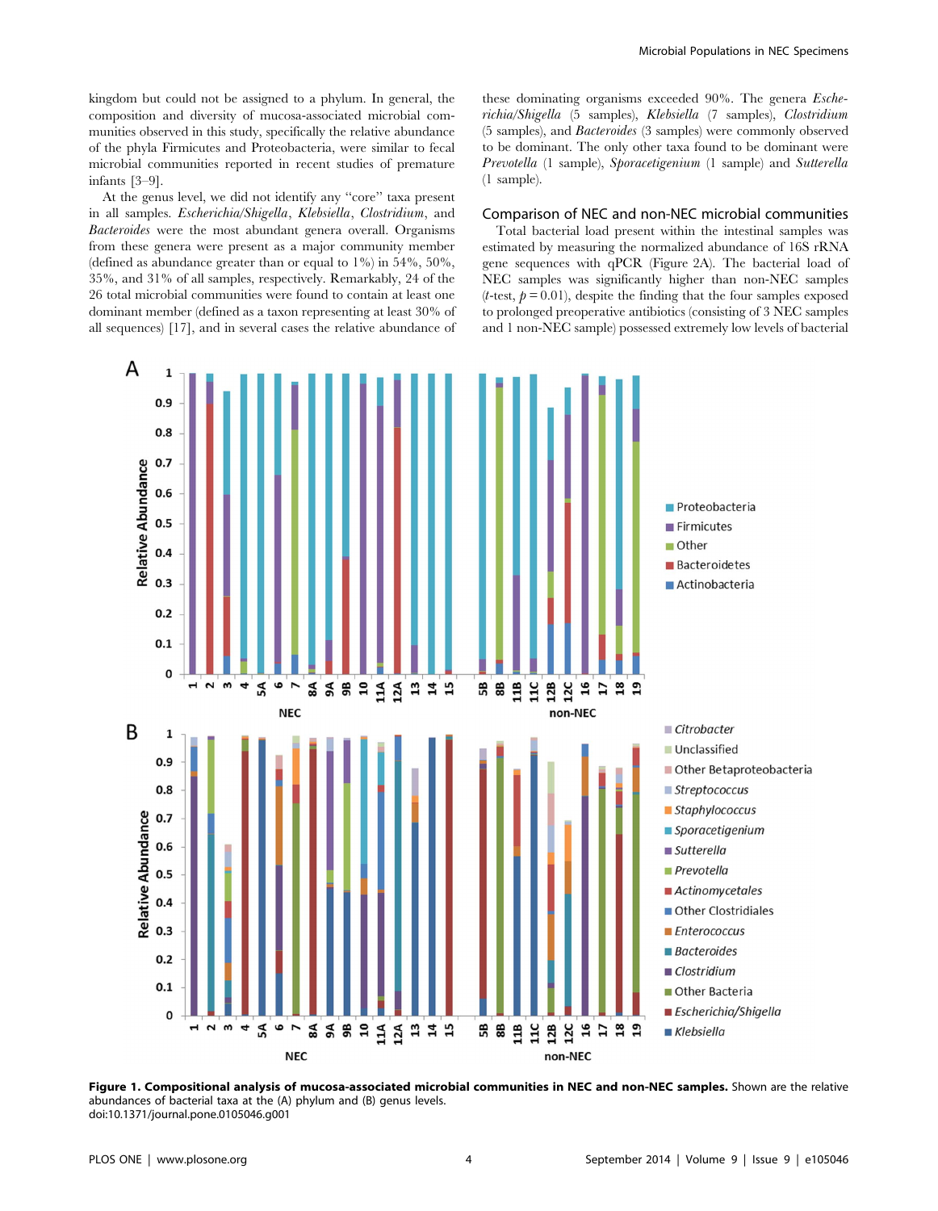kingdom but could not be assigned to a phylum. In general, the composition and diversity of mucosa-associated microbial communities observed in this study, specifically the relative abundance of the phyla Firmicutes and Proteobacteria, were similar to fecal microbial communities reported in recent studies of premature infants [3–9].

At the genus level, we did not identify any "core" taxa present in all samples. *Escherichia/Shigella*, *Klebsiella*, *Clostridium*, and *Bacteroides* were the most abundant genera overall. Organisms from these genera were present as a major community member (defined as abundance greater than or equal to 1%) in 54%, 50%, 35%, and 31% of all samples, respectively. Remarkably, 24 of the 26 total microbial communities were found to contain at least one dominant member (defined as a taxon representing at least 30% of all sequences) [17], and in several cases the relative abundance of these dominating organisms exceeded 90%. The genera *Escherichia/Shigella* (5 samples), *Klebsiella* (7 samples), *Clostridium* (5 samples), and *Bacteroides* (3 samples) were commonly observed to be dominant. The only other taxa found to be dominant were *Prevotella* (1 sample), *Sporacetigenium* (1 sample) and *Sutterella* (1 sample).

## Comparison of NEC and non-NEC microbial communities

Total bacterial load present within the intestinal samples was estimated by measuring the normalized abundance of 16S rRNA gene sequences with qPCR (Figure 2A). The bacterial load of NEC samples was significantly higher than non-NEC samples ($t$-test, $p = 0.01$), despite the finding that the four samples exposed to prolonged preoperative antibiotics (consisting of 3 NEC samples and 1 non-NEC sample) possessed extremely low levels of bacterial

**Figure 1. Compositional analysis of mucosa-associated microbial communities in NEC and non-NEC samples.** Shown are the relative abundances of bacterial taxa at the (A) phylum and (B) genus levels.
doi:10.1371/journal.pone.0105046.g001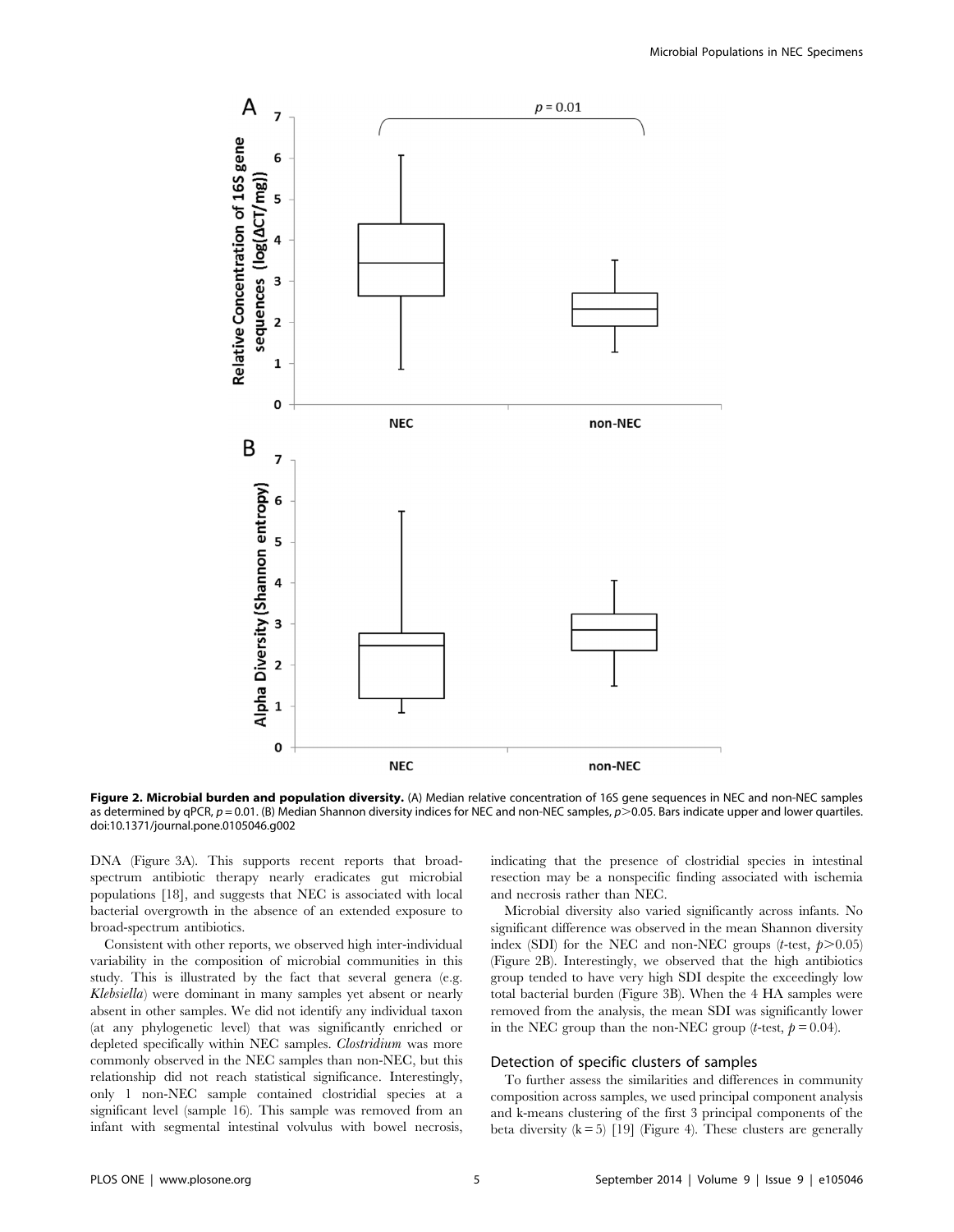**Figure 2. Microbial burden and population diversity.** (A) Median relative concentration of 16S gene sequences in NEC and non-NEC samples as determined by qPCR, $p = 0.01$. (B) Median Shannon diversity indices for NEC and non-NEC samples, $p > 0.05$. Bars indicate upper and lower quartiles.
doi:10.1371/journal.pone.0105046.g002

DNA (Figure 3A). This supports recent reports that broad-spectrum antibiotic therapy nearly eradicates gut microbial populations [18], and suggests that NEC is associated with local bacterial overgrowth in the absence of an extended exposure to broad-spectrum antibiotics.

Consistent with other reports, we observed high inter-individual variability in the composition of microbial communities in this study. This is illustrated by the fact that several genera (e.g. *Klebsiella*) were dominant in many samples yet absent or nearly absent in other samples. We did not identify any individual taxon (at any phylogenetic level) that was significantly enriched or depleted specifically within NEC samples. *Clostridium* was more commonly observed in the NEC samples than non-NEC, but this relationship did not reach statistical significance. Interestingly, only 1 non-NEC sample contained clostridial species at a significant level (sample 16). This sample was removed from an infant with segmental intestinal volvulus with bowel necrosis, indicating that the presence of clostridial species in intestinal resection may be a nonspecific finding associated with ischemia and necrosis rather than NEC.

Microbial diversity also varied significantly across infants. No significant difference was observed in the mean Shannon diversity index (SDI) for the NEC and non-NEC groups (*t*-test, $p > 0.05$) (Figure 2B). Interestingly, we observed that the high antibiotics group tended to have very high SDI despite the exceedingly low total bacterial burden (Figure 3B). When the 4 HA samples were removed from the analysis, the mean SDI was significantly lower in the NEC group than the non-NEC group (*t*-test, $p = 0.04$).

### Detection of specific clusters of samples

To further assess the similarities and differences in community composition across samples, we used principal component analysis and k-means clustering of the first 3 principal components of the beta diversity ($k = 5$) [19] (Figure 4). These clusters are generally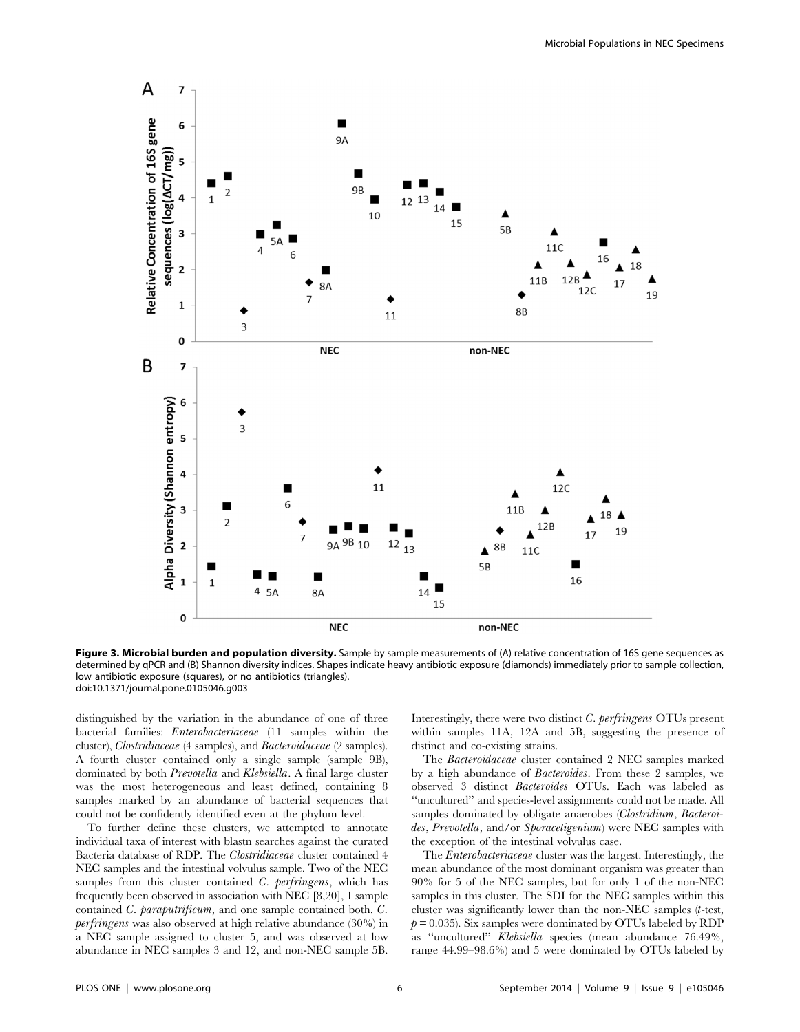**Figure 3. Microbial burden and population diversity.** Sample by sample measurements of (A) relative concentration of 16S gene sequences as determined by qPCR and (B) Shannon diversity indices. Shapes indicate heavy antibiotic exposure (diamonds) immediately prior to sample collection, low antibiotic exposure (squares), or no antibiotics (triangles).
doi:10.1371/journal.pone.0105046.g003

distinguished by the variation in the abundance of one of three bacterial families: *Enterobacteriaceae* (11 samples within the cluster), *Clostridiaceae* (4 samples), and *Bacteroidaceae* (2 samples). A fourth cluster contained only a single sample (sample 9B), dominated by both *Prevotella* and *Klebsiella*. A final large cluster was the most heterogeneous and least defined, containing 8 samples marked by an abundance of bacterial sequences that could not be confidently identified even at the phylum level.

To further define these clusters, we attempted to annotate individual taxa of interest with blastn searches against the curated Bacteria database of RDP. The *Clostridiaceae* cluster contained 4 NEC samples and the intestinal volvulus sample. Two of the NEC samples from this cluster contained *C. perfringens*, which has frequently been observed in association with NEC [8,20], 1 sample contained *C. paraputrificum*, and one sample contained both. *C. perfringens* was also observed at high relative abundance (30%) in a NEC sample assigned to cluster 5, and was observed at low abundance in NEC samples 3 and 12, and non-NEC sample 5B. Interestingly, there were two distinct *C. perfringens* OTUs present within samples 11A, 12A and 5B, suggesting the presence of distinct and co-existing strains.

The *Bacteroidaceae* cluster contained 2 NEC samples marked by a high abundance of *Bacteroides*. From these 2 samples, we observed 3 distinct *Bacteroides* OTUs. Each was labeled as "uncultured" and species-level assignments could not be made. All samples dominated by obligate anaerobes (*Clostridium*, *Bacteroides*, *Prevotella*, and/or *Sporacetigenium*) were NEC samples with the exception of the intestinal volvulus case.

The *Enterobacteriaceae* cluster was the largest. Interestingly, the mean abundance of the most dominant organism was greater than 90% for 5 of the NEC samples, but for only 1 of the non-NEC samples in this cluster. The SDI for the NEC samples within this cluster was significantly lower than the non-NEC samples (*t*-test, $p = 0.035$). Six samples were dominated by OTUs labeled by RDP as "uncultured" *Klebsiella* species (mean abundance 76.49%, range 44.99–98.6%) and 5 were dominated by OTUs labeled by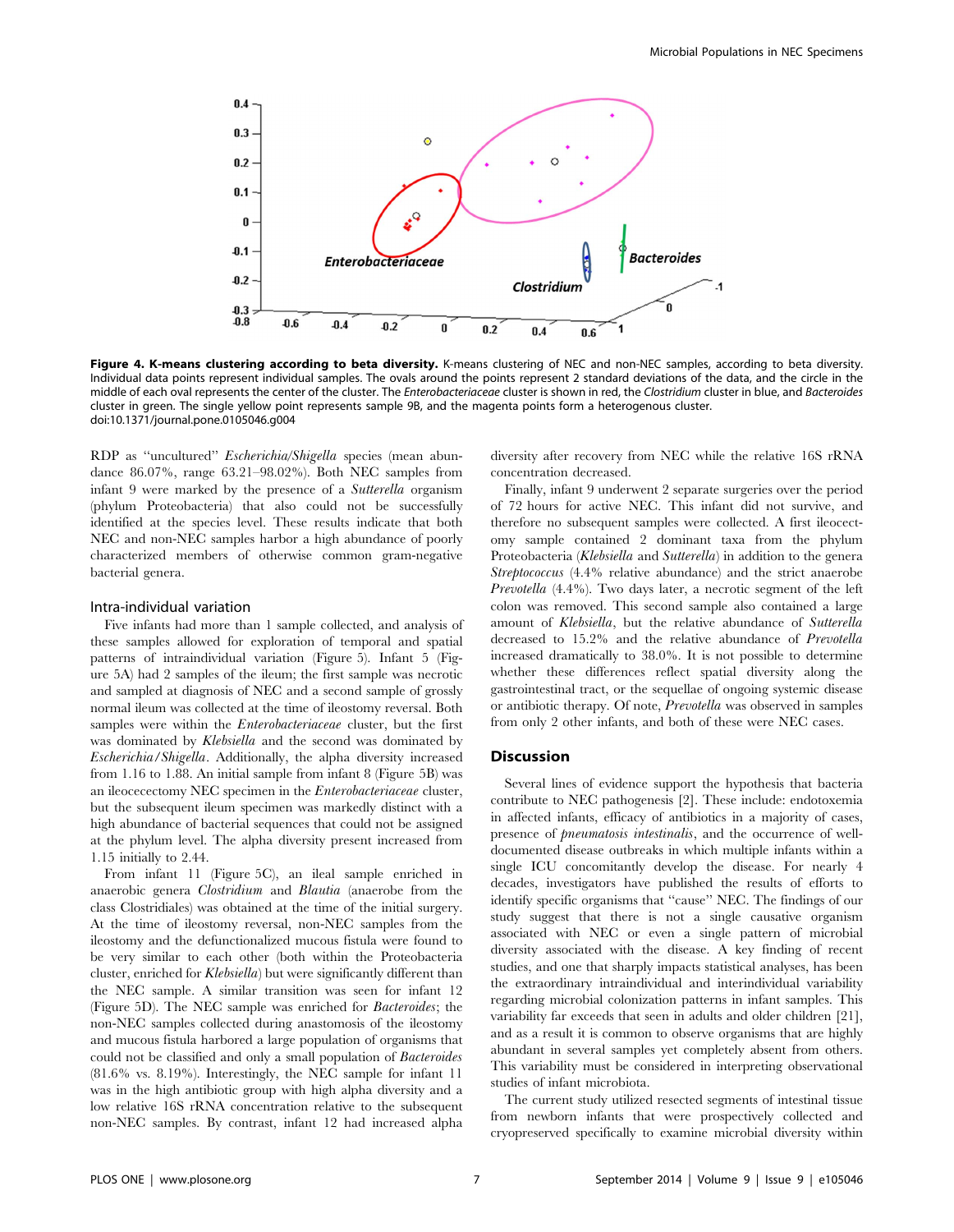**Figure 4. K-means clustering according to beta diversity.** K-means clustering of NEC and non-NEC samples, according to beta diversity. Individual data points represent individual samples. The ovals around the points represent 2 standard deviations of the data, and the circle in the middle of each oval represents the center of the cluster. The *Enterobacteriaceae* cluster is shown in red, the *Clostridium* cluster in blue, and *Bacteroides* cluster in green. The single yellow point represents sample 9B, and the magenta points form a heterogenous cluster.
doi:10.1371/journal.pone.0105046.g004

RDP as "uncultured" *Escherichia/Shigella* species (mean abundance 86.07%, range 63.21–98.02%). Both NEC samples from infant 9 were marked by the presence of a *Sutterella* organism (phylum Proteobacteria) that also could not be successfully identified at the species level. These results indicate that both NEC and non-NEC samples harbor a high abundance of poorly characterized members of otherwise common gram-negative bacterial genera.

### Intra-individual variation

Five infants had more than 1 sample collected, and analysis of these samples allowed for exploration of temporal and spatial patterns of intraindividual variation (Figure 5). Infant 5 (Figure 5A) had 2 samples of the ileum; the first sample was necrotic and sampled at diagnosis of NEC and a second sample of grossly normal ileum was collected at the time of ileostomy reversal. Both samples were within the *Enterobacteriaceae* cluster, but the first was dominated by *Klebsiella* and the second was dominated by *Escherichia/Shigella*. Additionally, the alpha diversity increased from 1.16 to 1.88. An initial sample from infant 8 (Figure 5B) was an ileocecectomy NEC specimen in the *Enterobacteriaceae* cluster, but the subsequent ileum specimen was markedly distinct with a high abundance of bacterial sequences that could not be assigned at the phylum level. The alpha diversity present increased from 1.15 initially to 2.44.

From infant 11 (Figure 5C), an ileal sample enriched in anaerobic genera *Clostridium* and *Blautia* (anaerobe from the class Clostridiales) was obtained at the time of the initial surgery. At the time of ileostomy reversal, non-NEC samples from the ileostomy and the defunctionalized mucous fistula were found to be very similar to each other (both within the Proteobacteria cluster, enriched for *Klebsiella*) but were significantly different than the NEC sample. A similar transition was seen for infant 12 (Figure 5D). The NEC sample was enriched for *Bacteroides*; the non-NEC samples collected during anastomosis of the ileostomy and mucous fistula harbored a large population of organisms that could not be classified and only a small population of *Bacteroides* (81.6% vs. 8.19%). Interestingly, the NEC sample for infant 11 was in the high antibiotic group with high alpha diversity and a low relative 16S rRNA concentration relative to the subsequent non-NEC samples. By contrast, infant 12 had increased alpha diversity after recovery from NEC while the relative 16S rRNA concentration decreased.

Finally, infant 9 underwent 2 separate surgeries over the period of 72 hours for active NEC. This infant did not survive, and therefore no subsequent samples were collected. A first ileocectomy sample contained 2 dominant taxa from the phylum Proteobacteria (*Klebsiella* and *Sutterella*) in addition to the genera *Streptococcus* (4.4% relative abundance) and the strict anaerobe *Prevotella* (4.4%). Two days later, a necrotic segment of the left colon was removed. This second sample also contained a large amount of *Klebsiella*, but the relative abundance of *Sutterella* decreased to 15.2% and the relative abundance of *Prevotella* increased dramatically to 38.0%. It is not possible to determine whether these differences reflect spatial diversity along the gastrointestinal tract, or the sequellae of ongoing systemic disease or antibiotic therapy. Of note, *Prevotella* was observed in samples from only 2 other infants, and both of these were NEC cases.

## Discussion

Several lines of evidence support the hypothesis that bacteria contribute to NEC pathogenesis [2]. These include: endotoxemia in affected infants, efficacy of antibiotics in a majority of cases, presence of *pneumatosis intestinalis*, and the occurrence of well-documented disease outbreaks in which multiple infants within a single ICU concomitantly develop the disease. For nearly 4 decades, investigators have published the results of efforts to identify specific organisms that "cause" NEC. The findings of our study suggest that there is not a single causative organism associated with NEC or even a single pattern of microbial diversity associated with the disease. A key finding of recent studies, and one that sharply impacts statistical analyses, has been the extraordinary intraindividual and interindividual variability regarding microbial colonization patterns in infant samples. This variability far exceeds that seen in adults and older children [21], and as a result it is common to observe organisms that are highly abundant in several samples yet completely absent from others. This variability must be considered in interpreting observational studies of infant microbiota.

The current study utilized resected segments of intestinal tissue from newborn infants that were prospectively collected and cryopreserved specifically to examine microbial diversity within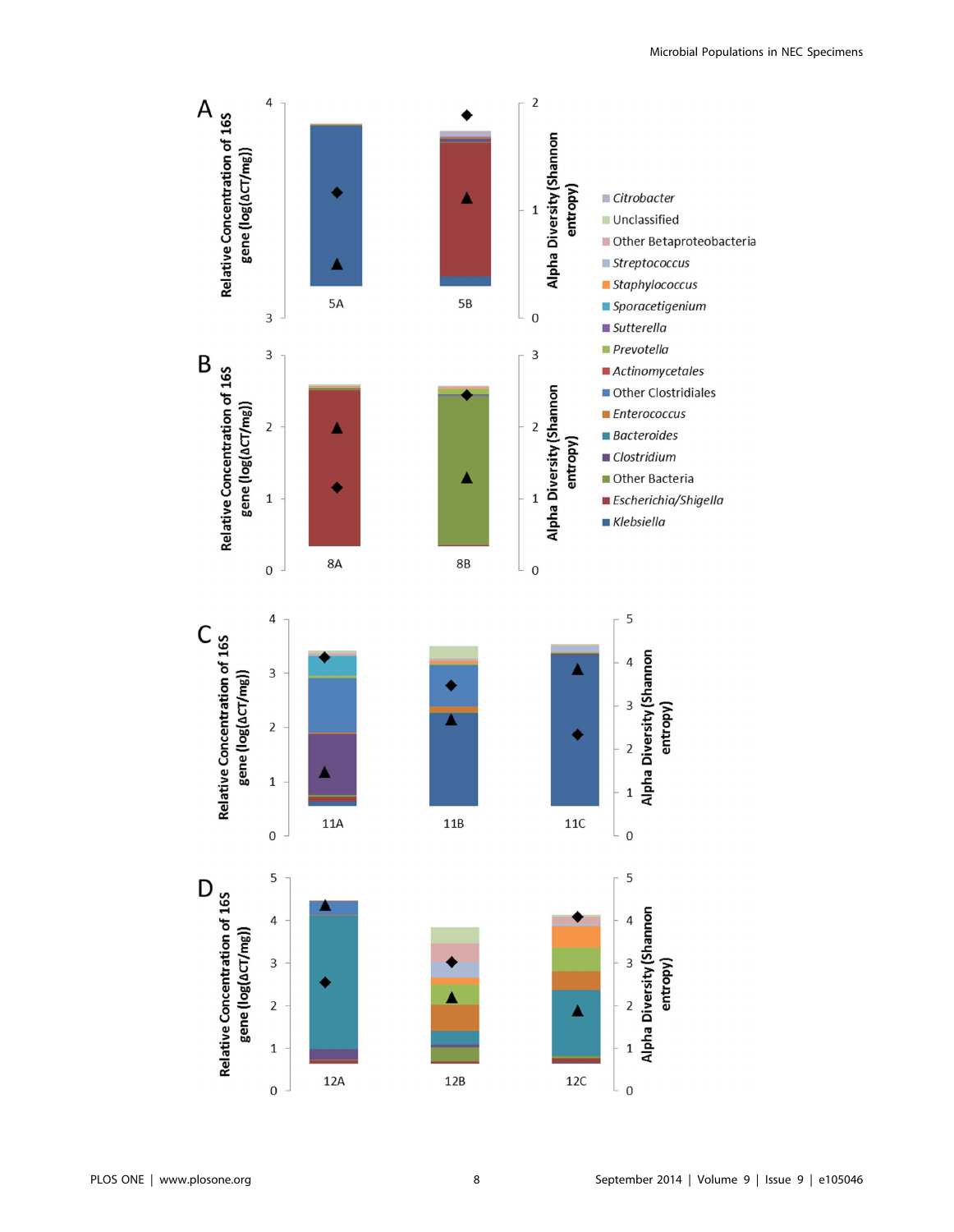A

Relative Concentration of 16S gene (log(ΔCT/mg))

Alpha Diversity (Shannon entropy)

5A 5B

B

Relative Concentration of 16S gene (log(ΔCT/mg))

Alpha Diversity (Shannon entropy)

8A 8B

C

Relative Concentration of 16S gene (log(ΔCT/mg))

Alpha Diversity (Shannon entropy)

11A 11B 11C

D

Relative Concentration of 16S gene (log(ΔCT/mg))

Alpha Diversity (Shannon entropy)

12A 12B 12C

- *Citrobacter*
- Unclassified
- Other Betaproteobacteria
- *Streptococcus*
- *Staphylococcus*
- *Sporacetigenium*
- *Sutterella*
- *Prevotella*
- *Actinomycetales*
- Other Clostridiales
- *Enterococcus*
- *Bacteroides*
- *Clostridium*
- Other Bacteria
- *Escherichia/Shigella*
- *Klebsiella*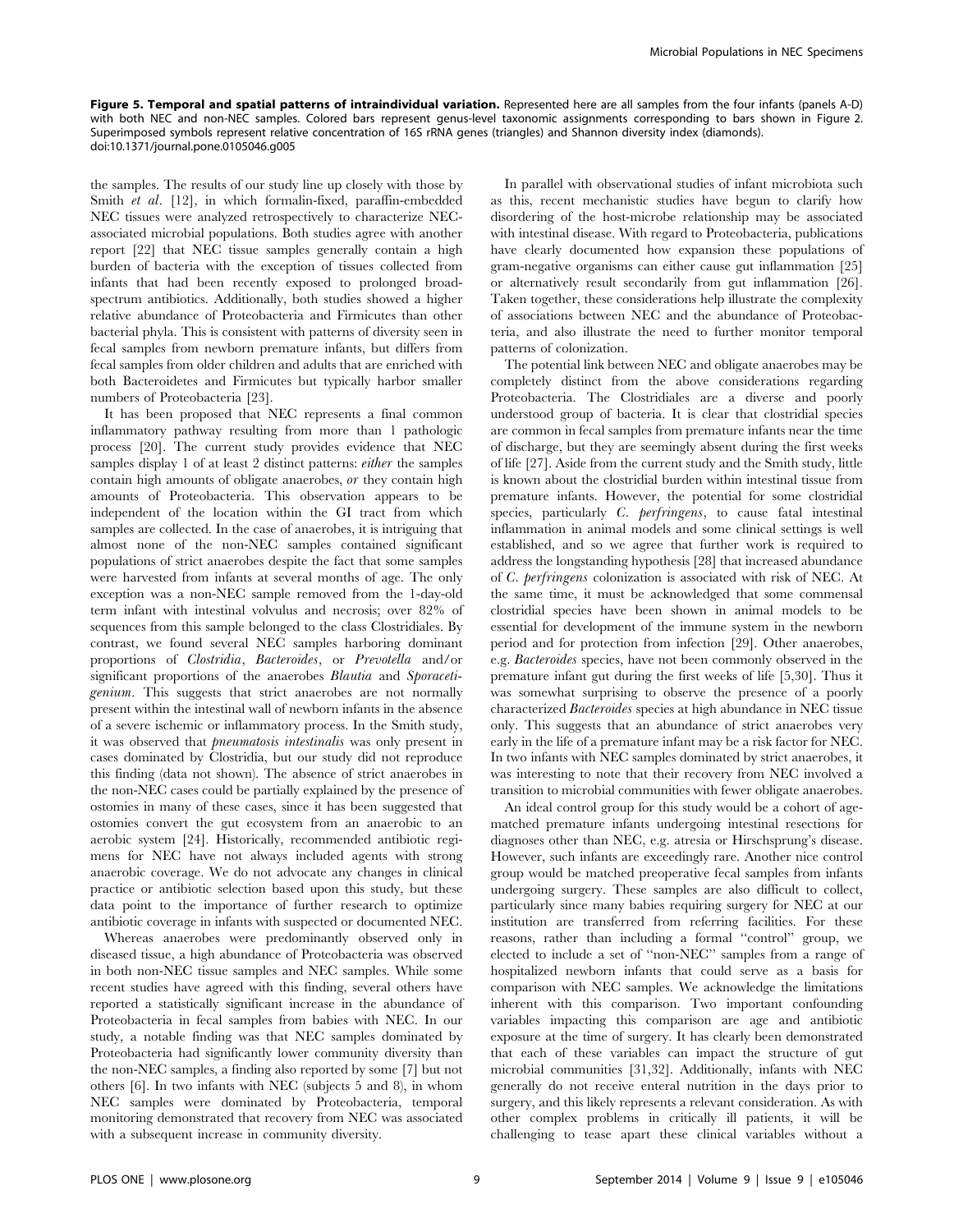**Figure 5. Temporal and spatial patterns of intraindividual variation.** Represented here are all samples from the four infants (panels A-D) with both NEC and non-NEC samples. Colored bars represent genus-level taxonomic assignments corresponding to bars shown in Figure 2. Superimposed symbols represent relative concentration of 16S rRNA genes (triangles) and Shannon diversity index (diamonds).
doi:10.1371/journal.pone.0105046.g005

the samples. The results of our study line up closely with those by Smith *et al*. [12], in which formalin-fixed, paraffin-embedded NEC tissues were analyzed retrospectively to characterize NEC-associated microbial populations. Both studies agree with another report [22] that NEC tissue samples generally contain a high burden of bacteria with the exception of tissues collected from infants that had been recently exposed to prolonged broad-spectrum antibiotics. Additionally, both studies showed a higher relative abundance of Proteobacteria and Firmicutes than other bacterial phyla. This is consistent with patterns of diversity seen in fecal samples from newborn premature infants, but differs from fecal samples from older children and adults that are enriched with both Bacteroidetes and Firmicutes but typically harbor smaller numbers of Proteobacteria [23].

It has been proposed that NEC represents a final common inflammatory pathway resulting from more than 1 pathologic process [20]. The current study provides evidence that NEC samples display 1 of at least 2 distinct patterns: *either* the samples contain high amounts of obligate anaerobes, *or* they contain high amounts of Proteobacteria. This observation appears to be independent of the location within the GI tract from which samples are collected. In the case of anaerobes, it is intriguing that almost none of the non-NEC samples contained significant populations of strict anaerobes despite the fact that some samples were harvested from infants at several months of age. The only exception was a non-NEC sample removed from the 1-day-old term infant with intestinal volvulus and necrosis; over 82% of sequences from this sample belonged to the class Clostridiales. By contrast, we found several NEC samples harboring dominant proportions of *Clostridia*, *Bacteroides*, or *Prevotella* and/or significant proportions of the anaerobes *Blautia* and *Sporacetigenium*. This suggests that strict anaerobes are not normally present within the intestinal wall of newborn infants in the absence of a severe ischemic or inflammatory process. In the Smith study, it was observed that *pneumatosis intestinalis* was only present in cases dominated by Clostridia, but our study did not reproduce this finding (data not shown). The absence of strict anaerobes in the non-NEC cases could be partially explained by the presence of ostomies in many of these cases, since it has been suggested that ostomies convert the gut ecosystem from an anaerobic to an aerobic system [24]. Historically, recommended antibiotic regimens for NEC have not always included agents with strong anaerobic coverage. We do not advocate any changes in clinical practice or antibiotic selection based upon this study, but these data point to the importance of further research to optimize antibiotic coverage in infants with suspected or documented NEC.

Whereas anaerobes were predominantly observed only in diseased tissue, a high abundance of Proteobacteria was observed in both non-NEC tissue samples and NEC samples. While some recent studies have agreed with this finding, several others have reported a statistically significant increase in the abundance of Proteobacteria in fecal samples from babies with NEC. In our study, a notable finding was that NEC samples dominated by Proteobacteria had significantly lower community diversity than the non-NEC samples, a finding also reported by some [7] but not others [6]. In two infants with NEC (subjects 5 and 8), in whom NEC samples were dominated by Proteobacteria, temporal monitoring demonstrated that recovery from NEC was associated with a subsequent increase in community diversity.

In parallel with observational studies of infant microbiota such as this, recent mechanistic studies have begun to clarify how disordering of the host-microbe relationship may be associated with intestinal disease. With regard to Proteobacteria, publications have clearly documented how expansion these populations of gram-negative organisms can either cause gut inflammation [25] or alternatively result secondarily from gut inflammation [26]. Taken together, these considerations help illustrate the complexity of associations between NEC and the abundance of Proteobacteria, and also illustrate the need to further monitor temporal patterns of colonization.

The potential link between NEC and obligate anaerobes may be completely distinct from the above considerations regarding Proteobacteria. The Clostridiales are a diverse and poorly understood group of bacteria. It is clear that clostridial species are common in fecal samples from premature infants near the time of discharge, but they are seemingly absent during the first weeks of life [27]. Aside from the current study and the Smith study, little is known about the clostridial burden within intestinal tissue from premature infants. However, the potential for some clostridial species, particularly *C. perfringens*, to cause fatal intestinal inflammation in animal models and some clinical settings is well established, and so we agree that further work is required to address the longstanding hypothesis [28] that increased abundance of *C. perfringens* colonization is associated with risk of NEC. At the same time, it must be acknowledged that some commensal clostridial species have been shown in animal models to be essential for development of the immune system in the newborn period and for protection from infection [29]. Other anaerobes, e.g. *Bacteroides* species, have not been commonly observed in the premature infant gut during the first weeks of life [5,30]. Thus it was somewhat surprising to observe the presence of a poorly characterized *Bacteroides* species at high abundance in NEC tissue only. This suggests that an abundance of strict anaerobes very early in the life of a premature infant may be a risk factor for NEC. In two infants with NEC samples dominated by strict anaerobes, it was interesting to note that their recovery from NEC involved a transition to microbial communities with fewer obligate anaerobes.

An ideal control group for this study would be a cohort of age-matched premature infants undergoing intestinal resections for diagnoses other than NEC, e.g. atresia or Hirschsprung's disease. However, such infants are exceedingly rare. Another nice control group would be matched preoperative fecal samples from infants undergoing surgery. These samples are also difficult to collect, particularly since many babies requiring surgery for NEC at our institution are transferred from referring facilities. For these reasons, rather than including a formal "control" group, we elected to include a set of "non-NEC" samples from a range of hospitalized newborn infants that could serve as a basis for comparison with NEC samples. We acknowledge the limitations inherent with this comparison. Two important confounding variables impacting this comparison are age and antibiotic exposure at the time of surgery. It has clearly been demonstrated that each of these variables can impact the structure of gut microbial communities [31,32]. Additionally, infants with NEC generally do not receive enteral nutrition in the days prior to surgery, and this likely represents a relevant consideration. As with other complex problems in critically ill patients, it will be challenging to tease apart these clinical variables without a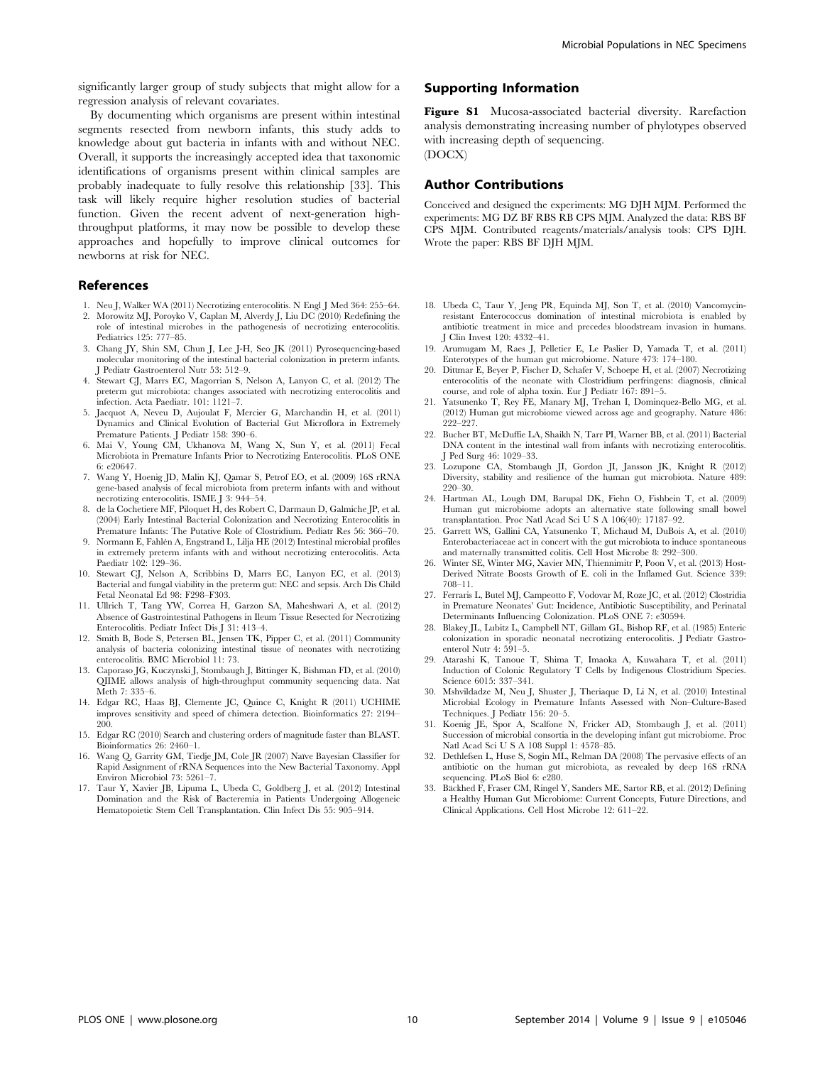significantly larger group of study subjects that might allow for a regression analysis of relevant covariates.

By documenting which organisms are present within intestinal segments resected from newborn infants, this study adds to knowledge about gut bacteria in infants with and without NEC. Overall, it supports the increasingly accepted idea that taxonomic identifications of organisms present within clinical samples are probably inadequate to fully resolve this relationship [33]. This task will likely require higher resolution studies of bacterial function. Given the recent advent of next-generation high-throughput platforms, it may now be possible to develop these approaches and hopefully to improve clinical outcomes for newborns at risk for NEC.

## Supporting Information

**Figure S1** Mucosa-associated bacterial diversity. Rarefaction analysis demonstrating increasing number of phylotypes observed with increasing depth of sequencing.
(DOCX)

## Author Contributions

Conceived and designed the experiments: MG DJH MJM. Performed the experiments: MG DZ BF RBS RB CPS MJM. Analyzed the data: RBS BF CPS MJM. Contributed reagents/materials/analysis tools: CPS DJH. Wrote the paper: RBS BF DJH MJM.

## References

1. Neu J, Walker WA (2011) Necrotizing enterocolitis. N Engl J Med 364: 255–64.
2. Morowitz MJ, Poroyko V, Caplan M, Alverdy J, Liu DC (2010) Redefining the role of intestinal microbes in the pathogenesis of necrotizing enterocolitis. Pediatrics 125: 777–85.
3. Chang JY, Shin SM, Chun J, Lee J-H, Seo JK (2011) Pyrosequencing-based molecular monitoring of the intestinal bacterial colonization in preterm infants. J Pediatr Gastroenterol Nutr 53: 512–9.
4. Stewart CJ, Marrs EC, Magorrian S, Nelson A, Lanyon C, et al. (2012) The preterm gut microbiota: changes associated with necrotizing enterocolitis and infection. Acta Paediatr. 101: 1121–7.
5. Jacquot A, Neveu D, Aujoulat F, Mercier G, Marchandin H, et al. (2011) Dynamics and Clinical Evolution of Bacterial Gut Microflora in Extremely Premature Patients. J Pediatr 158: 390–6.
6. Mai V, Young CM, Ukhanova M, Wang X, Sun Y, et al. (2011) Fecal Microbiota in Premature Infants Prior to Necrotizing Enterocolitis. PLoS ONE 6: e20647.
7. Wang Y, Hoenig JD, Malin KJ, Qamar S, Petrof EO, et al. (2009) 16S rRNA gene-based analysis of fecal microbiota from preterm infants with and without necrotizing enterocolitis. ISME J 3: 944–54.
8. de la Cochetiere MF, Piloquet H, des Robert C, Darmaun D, Galmiche JP, et al. (2004) Early Intestinal Bacterial Colonization and Necrotizing Enterocolitis in Premature Infants: The Putative Role of Clostridium. Pediatr Res 56: 366–70.
9. Normann E, Fahlén A, Engstrand L, Lilja HE (2012) Intestinal microbial profiles in extremely preterm infants with and without necrotizing enterocolitis. Acta Paediatr 102: 129–36.
10. Stewart CJ, Nelson A, Scribbins D, Marrs EC, Lanyon EC, et al. (2013) Bacterial and fungal viability in the preterm gut: NEC and sepsis. Arch Dis Child Fetal Neonatal Ed 98: F298–F303.
11. Ullrich T, Tang YW, Correa H, Garzon SA, Maheshwari A, et al. (2012) Absence of Gastrointestinal Pathogens in Ileum Tissue Resected for Necrotizing Enterocolitis. Pediatr Infect Dis J 31: 413–4.
12. Smith B, Bode S, Petersen BL, Jensen TK, Pipper C, et al. (2011) Community analysis of bacteria colonizing intestinal tissue of neonates with necrotizing enterocolitis. BMC Microbiol 11: 73.
13. Caporaso JG, Kuczynski J, Stombaugh J, Bittinger K, Bishman FD, et al. (2010) QIIME allows analysis of high-throughput community sequencing data. Nat Meth 7: 335–6.
14. Edgar RC, Haas BJ, Clemente JC, Quince C, Knight R (2011) UCHIME improves sensitivity and speed of chimera detection. Bioinformatics 27: 2194–200.
15. Edgar RC (2010) Search and clustering orders of magnitude faster than BLAST. Bioinformatics 26: 2460–1.
16. Wang Q, Garrity GM, Tiedje JM, Cole JR (2007) Naïve Bayesian Classifier for Rapid Assignment of rRNA Sequences into the New Bacterial Taxonomy. Appl Environ Microbiol 73: 5261–7.
17. Taur Y, Xavier JB, Lipuma L, Ubeda C, Goldberg J, et al. (2012) Intestinal Domination and the Risk of Bacteremia in Patients Undergoing Allogeneic Hematopoietic Stem Cell Transplantation. Clin Infect Dis 55: 905–914.
18. Ubeda C, Taur Y, Jeng PR, Equinda MJ, Son T, et al. (2010) Vancomycin-resistant Enterococcus domination of intestinal microbiota is enabled by antibiotic treatment in mice and precedes bloodstream invasion in humans. J Clin Invest 120: 4332–41.
19. Arumugam M, Raes J, Pelletier E, Le Paslier D, Yamada T, et al. (2011) Enterotypes of the human gut microbiome. Nature 473: 174–180.
20. Dittmar E, Beyer P, Fischer D, Schafer V, Schoepe H, et al. (2007) Necrotizing enterocolitis of the neonate with Clostridium perfringens: diagnosis, clinical course, and role of alpha toxin. Eur J Pediatr 167: 891–5.
21. Yatsunenko T, Rey FE, Manary MJ, Trehan I, Dominquez-Bello MG, et al. (2012) Human gut microbiome viewed across age and geography. Nature 486: 222–227.
22. Bucher BT, McDuffie LA, Shaikh N, Tarr PI, Warner BB, et al. (2011) Bacterial DNA content in the intestinal wall from infants with necrotizing enterocolitis. J Ped Surg 46: 1029–33.
23. Lozupone CA, Stombaugh JI, Gordon JI, Jansson JK, Knight R (2012) Diversity, stability and resilience of the human gut microbiota. Nature 489: 220–30.
24. Hartman AL, Lough DM, Barupal DK, Fiehn O, Fishbein T, et al. (2009) Human gut microbiome adopts an alternative state following small bowel transplantation. Proc Natl Acad Sci U S A 106(40): 17187–92.
25. Garrett WS, Gallini CA, Yatsunenko T, Michaud M, DuBois A, et al. (2010) Enterobacteriaceae act in concert with the gut microbiota to induce spontaneous and maternally transmitted colitis. Cell Host Microbe 8: 292–300.
26. Winter SE, Winter MG, Xavier MN, Thiennimitr P, Poon V, et al. (2013) Host-Derived Nitrate Boosts Growth of E. coli in the Inflamed Gut. Science 339: 708–11.
27. Ferraris L, Butel MJ, Campeotto F, Vodovar M, Roze JC, et al. (2012) Clostridia in Premature Neonates' Gut: Incidence, Antibiotic Susceptibility, and Perinatal Determinants Influencing Colonization. PLoS ONE 7: e30594.
28. Blakey JL, Lubitz L, Campbell NT, Gillam GL, Bishop RF, et al. (1985) Enteric colonization in sporadic neonatal necrotizing enterocolitis. J Pediatr Gastroenterol Nutr 4: 591–5.
29. Atarashi K, Tanoue T, Shima T, Imaoka A, Kuwahara T, et al. (2011) Induction of Colonic Regulatory T Cells by Indigenous Clostridium Species. Science 6015: 337–341.
30. Mshvildadze M, Neu J, Shuster J, Theriaque D, Li N, et al. (2010) Intestinal Microbial Ecology in Premature Infants Assessed with Non–Culture-Based Techniques. J Pediatr 156: 20–5.
31. Koenig JE, Spor A, Scalfone N, Fricker AD, Stombaugh J, et al. (2011) Succession of microbial consortia in the developing infant gut microbiome. Proc Natl Acad Sci U S A 108 Suppl 1: 4578–85.
32. Dethlefsen L, Huse S, Sogin ML, Relman DA (2008) The pervasive effects of an antibiotic on the human gut microbiota, as revealed by deep 16S rRNA sequencing. PLoS Biol 6: e280.
33. Bäckhed F, Fraser CM, Ringel Y, Sanders ME, Sartor RB, et al. (2012) Defining a Healthy Human Gut Microbiome: Current Concepts, Future Directions, and Clinical Applications. Cell Host Microbe 12: 611–22.